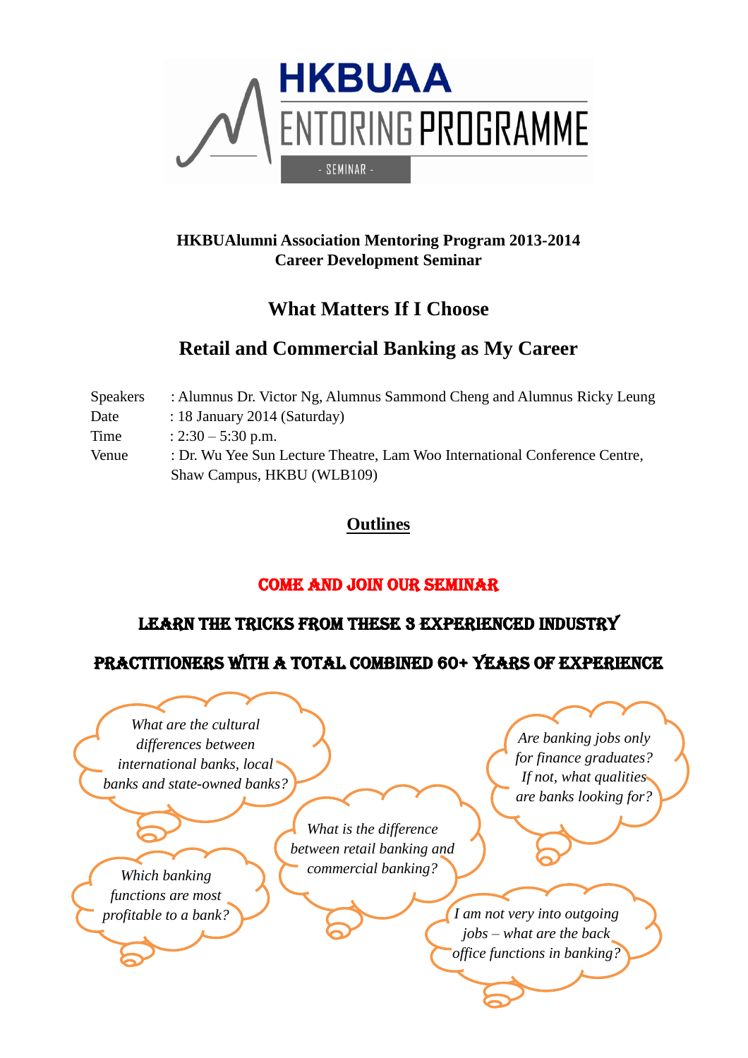HKBUAA
MENTORING PROGRAMME
- SEMINAR -

**HKBUAlumni Association Mentoring Program 2013-2014**
**Career Development Seminar**

# What Matters If I Choose

# Retail and Commercial Banking as My Career

| | |
|---|---|
| Speakers | : Alumnus Dr. Victor Ng, Alumnus Sammond Cheng and Alumnus Ricky Leung |
| Date | : 18 January 2014 (Saturday) |
| Time | : 2:30 – 5:30 p.m. |
| Venue | : Dr. Wu Yee Sun Lecture Theatre, Lam Woo International Conference Centre, Shaw Campus, HKBU (WLB109) |

## Outlines

**COME AND JOIN OUR SEMINAR**

**LEARN THE TRICKS FROM THESE 3 EXPERIENCED INDUSTRY PRACTITIONERS WITH A TOTAL COMBINED 60+ YEARS OF EXPERIENCE**

*What are the cultural differences between international banks, local banks and state-owned banks?*

*Are banking jobs only for finance graduates? If not, what qualities are banks looking for?*

*What is the difference between retail banking and commercial banking?*

*Which banking functions are most profitable to a bank?*

*I am not very into outgoing jobs – what are the back office functions in banking?*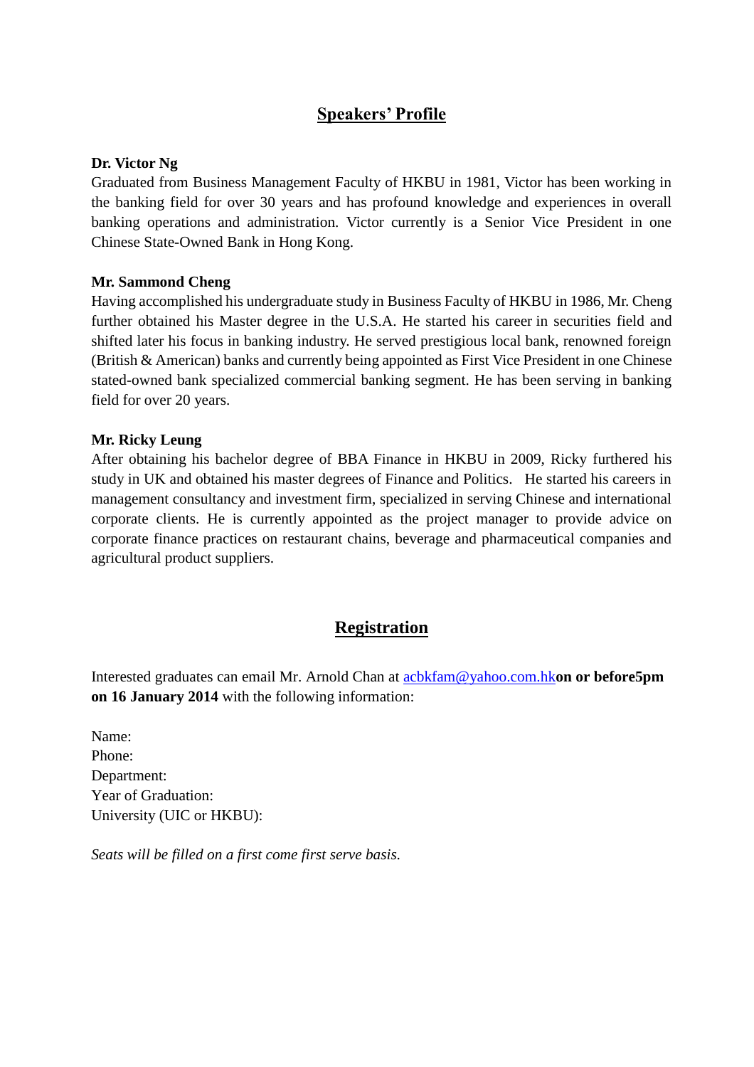## Speakers' Profile

**Dr. Victor Ng**
Graduated from Business Management Faculty of HKBU in 1981, Victor has been working in the banking field for over 30 years and has profound knowledge and experiences in overall banking operations and administration. Victor currently is a Senior Vice President in one Chinese State-Owned Bank in Hong Kong.

**Mr. Sammond Cheng**
Having accomplished his undergraduate study in Business Faculty of HKBU in 1986, Mr. Cheng further obtained his Master degree in the U.S.A. He started his career in securities field and shifted later his focus in banking industry. He served prestigious local bank, renowned foreign (British & American) banks and currently being appointed as First Vice President in one Chinese stated-owned bank specialized commercial banking segment. He has been serving in banking field for over 20 years.

**Mr. Ricky Leung**
After obtaining his bachelor degree of BBA Finance in HKBU in 2009, Ricky furthered his study in UK and obtained his master degrees of Finance and Politics. He started his careers in management consultancy and investment firm, specialized in serving Chinese and international corporate clients. He is currently appointed as the project manager to provide advice on corporate finance practices on restaurant chains, beverage and pharmaceutical companies and agricultural product suppliers.

## Registration

Interested graduates can email Mr. Arnold Chan at acbkfam@yahoo.com.hk**on or before5pm on 16 January 2014** with the following information:

Name:
Phone:
Department:
Year of Graduation:
University (UIC or HKBU):

*Seats will be filled on a first come first serve basis.*